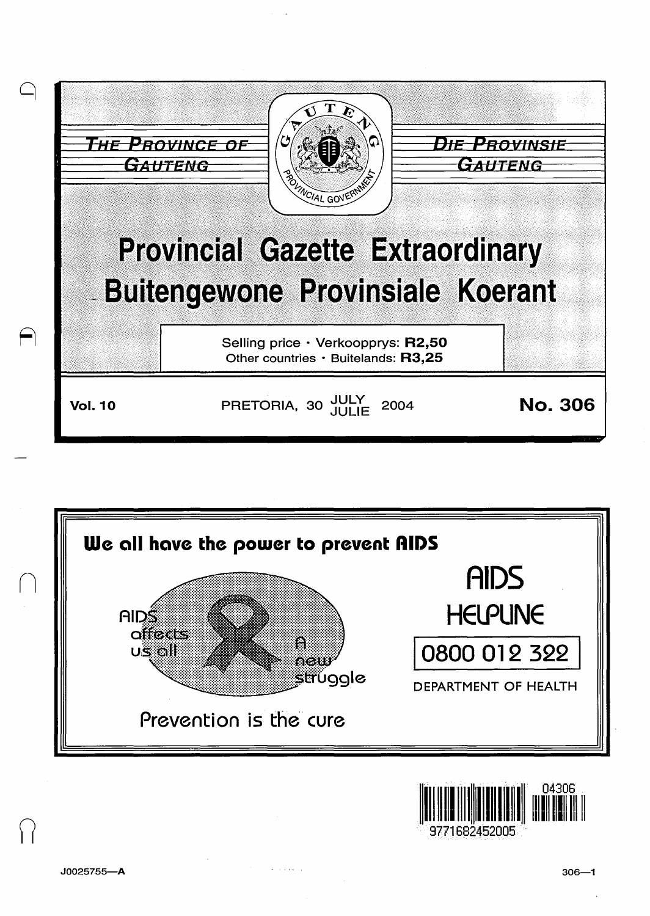THE PROVINCE OF GAUTENG

DIE PROVINSIE GAUTENG

# Provincial Gazette Extraordinary

# Buitengewone Provinsiale Koerant

Selling price · Verkoopprys: **R2,50**
Other countries · Buitelands: **R3,25**

**Vol. 10** PRETORIA, 30 JULY JULIE 2004 **No. 306**

**We all have the power to prevent AIDS**

AIDS affects us all

A new struggle

Prevention is the cure

AIDS HELPLINE

0800 012 322

DEPARTMENT OF HEALTH

04306

9771682452005

J0025755—A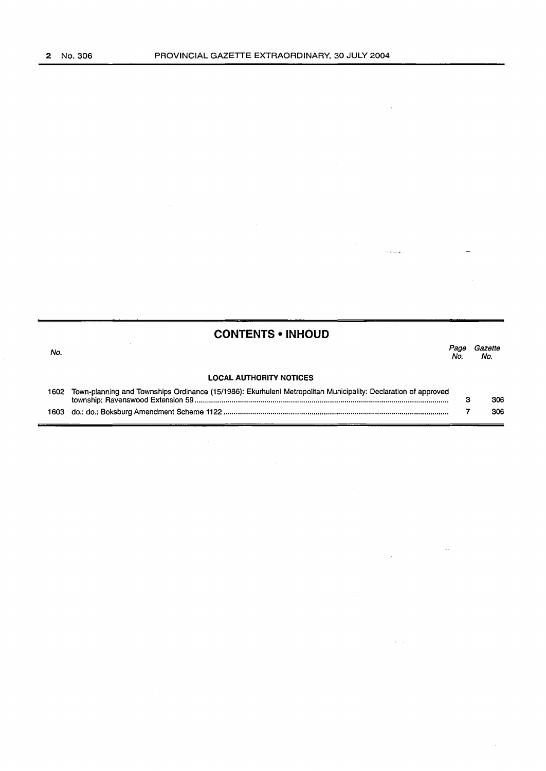## CONTENTS • INHOUD

| No. | | Page No. | Gazette No. |
|---|---|---|---|
| | **LOCAL AUTHORITY NOTICES** | | |
| 1602 | Town-planning and Townships Ordinance (15/1986): Ekurhuleni Metropolitan Municipality: Declaration of approved township: Ravenswood Extension 59 | 3 | 306 |
| 1603 | do.: do.: Boksburg Amendment Scheme 1122 | 7 | 306 |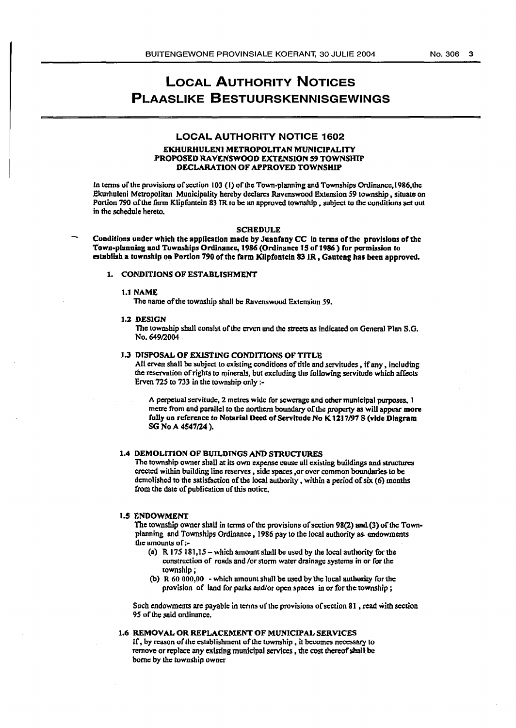# LOCAL AUTHORITY NOTICES
# PLAASLIKE BESTUURSKENNISGEWINGS

## LOCAL AUTHORITY NOTICE 1602

### EKHURHULENI METROPOLITAN MUNICIPALITY
### PROPOSED RAVENSWOOD EXTENSION 59 TOWNSHIP
### DECLARATION OF APPROVED TOWNSHIP

In terms of the provisions of section 103 (1) of the Town-planning and Townships Ordinance, 1986, the Ekurhuleni Metropolitan Municipality hereby declares Ravenswood Extension 59 township, situate on Portion 790 of the farm Klipfontein 83 IR to be an approved township, subject to the conditions set out in the schedule hereto.

#### SCHEDULE

**Conditions under which the application made by Juanfany CC in terms of the provisions of the Town-planning and Townships Ordinance, 1986 (Ordinance 15 of 1986) for permission to establish a township on Portion 790 of the farm Klipfontein 83 IR, Gauteng has been approved.**

**1. CONDITIONS OF ESTABLISHMENT**

**1.1 NAME**

The name of the township shall be Ravenswood Extension 59.

**1.2 DESIGN**

The township shall consist of the erven and the streets as indicated on General Plan S.G. No. 649/2004

**1.3 DISPOSAL OF EXISTING CONDITIONS OF TITLE**

All erven shall be subject to existing conditions of title and servitudes, if any, including the reservation of rights to minerals, but excluding the following servitude which affects Erven 725 to 733 in the township only :-

> A perpetual servitude, 2 metres wide for sewerage and other municipal purposes, 1 metre from and parallel to the northern boundary of the property as will appear **more fully on reference to Notarial Deed of Servitude No K 1217/97 S (vide Diagram SG No A 4547/24 ).**

**1.4 DEMOLITION OF BUILDINGS AND STRUCTURES**

The township owner shall at its own expense cause all existing buildings and structures erected within building line reserves, side spaces, or over common boundaries to be demolished to the satisfaction of the local authority, within a period of six (6) months from the date of publication of this notice.

**1.5 ENDOWMENT**

The township owner shall in terms of the provisions of section 98(2) and (3) of the Town-planning and Townships Ordinance, 1986 pay to the local authority as endowments the amounts of :-

(a) R 175 181,15 – which amount shall be used by the local authority for the construction of roads and /or storm water drainage systems in or for the township ;

(b) R 60 000,00 - which amount shall be used by the local authority for the provision of land for parks and/or open spaces in or for the township ;

Such endowments are payable in terms of the provisions of section 81, read with section 95 of the said ordinance.

**1.6 REMOVAL OR REPLACEMENT OF MUNICIPAL SERVICES**

If, by reason of the establishment of the township, it becomes necessary to remove or replace any existing municipal services, the cost thereof shall be borne by the township owner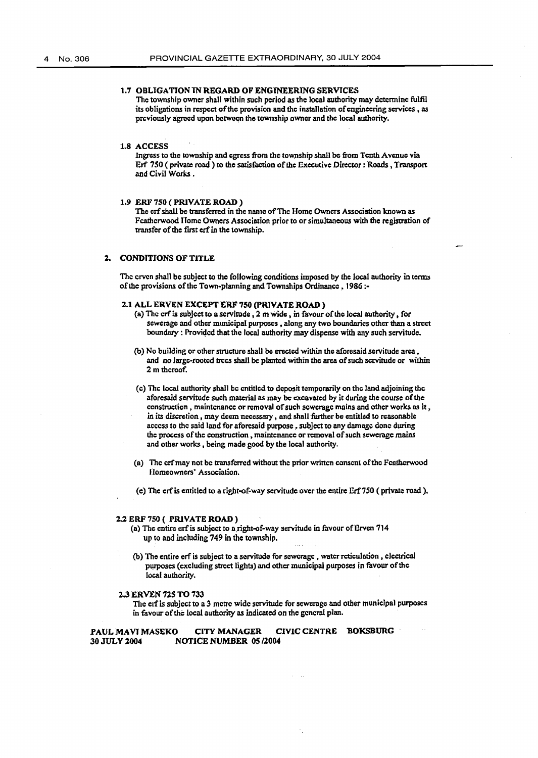### 1.7 OBLIGATION IN REGARD OF ENGINEERING SERVICES

The township owner shall within such period as the local authority may determine fulfil its obligations in respect of the provision and the installation of engineering services , as previously agreed upon between the township owner and the local authority.

### 1.8 ACCESS

Ingress to the township and egress from the township shall be from Tenth Avenue via Erf 750 ( private road ) to the satisfaction of the Executive Director : Roads , Transport and Civil Works .

### 1.9 ERF 750 ( PRIVATE ROAD )

The erf shall be transferred in the name of The Home Owners Association known as Featherwood Home Owners Association prior to or simultaneous with the registration of transfer of the first erf in the township.

## 2. CONDITIONS OF TITLE

The erven shall be subject to the following conditions imposed by the local authority in terms of the provisions of the Town-planning and Townships Ordinance , 1986 :-

### 2.1 ALL ERVEN EXCEPT ERF 750 (PRIVATE ROAD )

(a) The erf is subject to a servitude , 2 m wide , in favour of the local authority , for sewerage and other municipal purposes , along any two boundaries other than a street boundary : Provided that the local authority may dispense with any such servitude.

(b) No building or other structure shall be erected within the aforesaid servitude area , and no large-rooted trees shall be planted within the area of such servitude or within 2 m thereof.

(c) The local authority shall be entitled to deposit temporarily on the land adjoining the aforesaid servitude such material as may be excavated by it during the course of the construction , maintenance or removal of such sewerage mains and other works as it , in its discretion , may deem necessary , and shall further be entitled to reasonable access to the said land for aforesaid purpose , subject to any damage done during the process of the construction , maintenance or removal of such sewerage mains and other works , being made good by the local authority.

(a) The erf may not be transferred without the prior written consent of the Featherwood Homeowners' Association.

(e) The erf is entitled to a right-of-way servitude over the entire Erf 750 ( private road ).

### 2.2 ERF 750 ( PRIVATE ROAD )

(a) The entire erf is subject to a right-of-way servitude in favour of Erven 714 up to and including 749 in the township.

(b) The entire erf is subject to a servitude for sewerage , water reticulation , electrical purposes (excluding street lights) and other municipal purposes in favour of the local authority.

### 2.3 ERVEN 725 TO 733

The erf is subject to a 3 metre wide servitude for sewerage and other municipal purposes in favour of the local authority as indicated on the general plan.

**PAUL MAVI MASEKO CITY MANAGER CIVIC CENTRE BOKSBURG**
**30 JULY 2004 NOTICE NUMBER 05 /2004**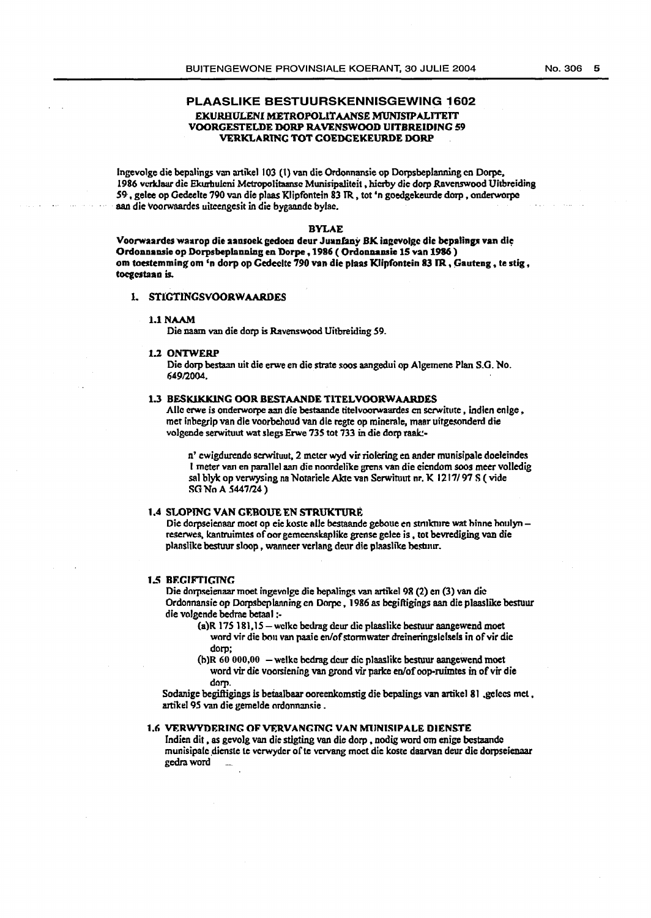## PLAASLIKE BESTUURSKENNISGEWING 1602

### EKURHULENI METROPOLITAANSE MUNISIPALITEIT
### VOORGESTELDE DORP RAVENSWOOD UITBREIDING 59
### VERKLARING TOT GOEDGEKEURDE DORP

Ingevolge die bepalings van artikel 103 (1) van die Ordonnansie op Dorpsbeplanning en Dorpe, 1986 verklaar die Ekurhuleni Metropolitaanse Munisipaliteit, hierby die dorp Ravenswood Uitbreiding 59, geleë op Gedeelte 790 van die plaas Klipfontein 83 IR, tot 'n goedgekeurde dorp, onderworpe aan die voorwaardes uiteengesit in die bygaande bylae.

### BYLAE

**Voorwaardes waarop die aansoek gedoen deur Juanfany BK ingevolge die bepalings van die Ordonnansie op Dorpsbeplanning en Dorpe, 1986 ( Ordonnansie 15 van 1986 ) om toestemming om 'n dorp op Gedeelte 790 van die plaas Klipfontein 83 IR, Gauteng, te stig, toegestaan is.**

1. STIGTINGSVOORWAARDES

**1.1 NAAM**

Die naam van die dorp is Ravenswood Uitbreiding 59.

**1.2 ONTWERP**

Die dorp bestaan uit die erwe en die strate soos aangedui op Algemene Plan S.G. No. 649/2004.

**1.3 BESKIKKING OOR BESTAANDE TITELVOORWAARDES**

Alle erwe is onderworpe aan die bestaande titelvoorwaardes en serwitute, indien enige, met inbegrip van die voorbehoud van die regte op minerale, maar uitgesonderd die volgende serwituut wat slegs Erwe 735 tot 733 in die dorp raak:-

n' ewigdurende serwituut, 2 meter wyd vir riolering en ander munisipale doeleindes 1 meter van en parallel aan die noordelike grens van die eiendom soos meer volledig sal blyk op verwysing na Notariele Akte van Serwituut nr. K 1217/ 97 S ( vide SG No A 5447/24 )

**1.4 SLOPING VAN GEBOUE EN STRUKTURE**

Die dorpseienaar moet op eie koste alle bestaande geboue en strukture wat binne boulyn – reserwes, kantruimtes of oor gemeenskaplike grense geleë is, tot bevrediging van die plaaslike bestuur sloop, wanneer verlang deur die plaaslike bestuur.

**1.5 BEGIFTIGING**

Die dorpseienaar moet ingevolge die bepalings van artikel 98 (2) en (3) van die Ordonnansie op Dorpsbeplanning en Dorpe, 1986 as begiftigings aan die plaaslike bestuur die volgende bedrae betaal :-

(a)R 175 181,15 – welke bedrag deur die plaaslike bestuur aangewend moet word vir die bou van paaie en/of stormwater dreineringstelsels in of vir die dorp;

(b)R 60 000,00 – welke bedrag deur die plaaslike bestuur aangewend moet word vir die voorsiening van grond vir parke en/of oop-ruimtes in of vir die dorp.

Sodanige begiftigings is betaalbaar ooreenkomstig die bepalings van artikel 81 ,gelees met, artikel 95 van die gemelde ordonnansie .

**1.6 VERWYDERING OF VERVANGING VAN MUNISIPALE DIENSTE**

Indien dit, as gevolg van die stigting van die dorp, nodig word om enige bestaande munisipale dienste te verwyder of te vervang moet die koste daarvan deur die dorpseienaar gedra word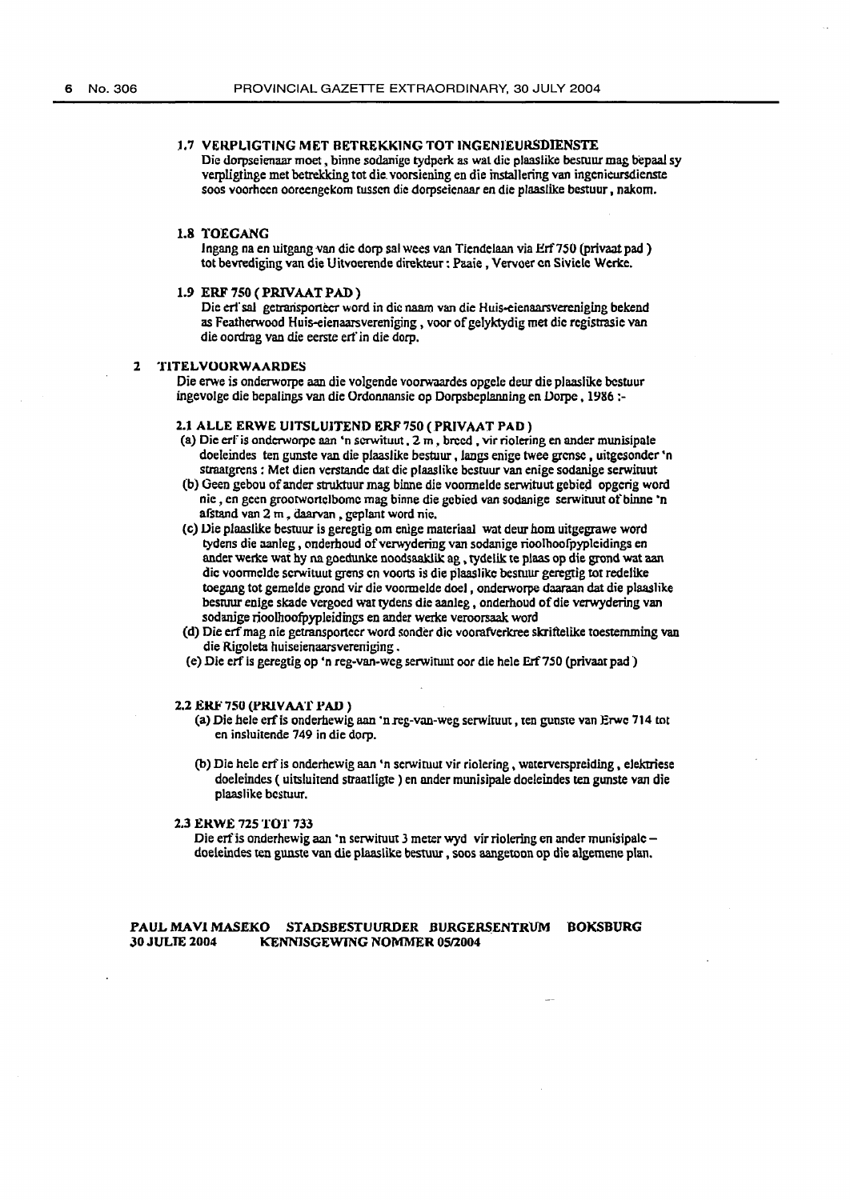### 1.7 VERPLIGTING MET BETREKKING TOT INGENIEURSDIENSTE

Die dorpseienaar moet, binne sodanige tydperk as wat die plaaslike bestuur mag bepaal sy verpligtinge met betrekking tot die voorsiening en die installering van ingenieursdienste soos voorheen ooreengekom tussen die dorpseienaar en die plaaslike bestuur, nakom.

### 1.8 TOEGANG

Ingang na en uitgang van die dorp sal wees van Tiendelaan via Erf 750 (privaat pad) tot bevrediging van die Uitvoerende direkteur : Paaie, Vervoer en Siviele Werke.

### 1.9 ERF 750 ( PRIVAAT PAD )

Die erf sal getransporteer word in die naam van die Huis-eienaarsvereniging bekend as Featherwood Huis-eienaarsvereniging, voor of gelyktydig met die registrasie van die oordrag van die eerste erf in die dorp.

## 2 TITELVOORWAARDES

Die erwe is onderworpe aan die volgende voorwaardes opgelê deur die plaaslike bestuur ingevolge die bepalings van die Ordonnansie op Dorpsbeplanning en Dorpe, 1986 :-

### 2.1 ALLE ERWE UITSLUITEND ERF 750 ( PRIVAAT PAD )

(a) Die erf is onderworpe aan 'n serwituut, 2 m, breed, vir riolering en ander munisipale doeleindes ten gunste van die plaaslike bestuur, langs enige twee grense, uitgesonder 'n straatgrens : Met dien verstande dat die plaaslike bestuur van enige sodanige serwituut

(b) Geen gebou of ander struktuur mag binne die voormelde serwituut gebied opgerig word nie, en geen grootwortelbome mag binne die gebied van sodanige serwituut of binne 'n afstand van 2 m, daarvan, geplant word nie.

(c) Die plaaslike bestuur is geregtig om enige materiaal wat deur hom uitgegrawe word tydens die aanleg, onderhoud of verwydering van sodanige rioolhoofpypleidings en ander werke wat hy na goedunke noodsaaklik ag, tydelik te plaas op die grond wat aan die voormelde serwituut grens en voorts is die plaaslike bestuur geregtig tot redelike toegang tot gemelde grond vir die voormelde doel, onderworpe daaraan dat die plaaslike bestuur enige skade vergoed wat tydens die aanleg, onderhoud of die verwydering van sodanige rioolhoofpypleidings en ander werke veroorsaak word

(d) Die erf mag nie getransporteer word sonder die voorafverkree skriftelike toestemming van die Rigoleta huiseienaarsvereniging.

(e) Die erf is geregtig op 'n reg-van-weg serwituut oor die hele Erf 750 (privaat pad)

### 2.2 ERF 750 (PRIVAAT PAD )

(a) Die hele erf is onderhewig aan 'n reg-van-weg serwituut, ten gunste van Erwe 714 tot en insluitende 749 in die dorp.

(b) Die hele erf is onderhewig aan 'n serwituut vir riolering, waterverspreiding, elektriese doeleindes ( uitsluitend straatligte ) en ander munisipale doeleindes ten gunste van die plaaslike bestuur.

### 2.3 ERWE 725 TOT 733

Die erf is onderhewig aan 'n serwituut 3 meter wyd vir riolering en ander munisipale – doeleindes ten gunste van die plaaslike bestuur, soos aangetoon op die algemene plan.

**PAUL MAVI MASEKO STADSBESTUURDER BURGERSENTRUM BOKSBURG**
**30 JULIE 2004 KENNISGEWING NOMMER 05/2004**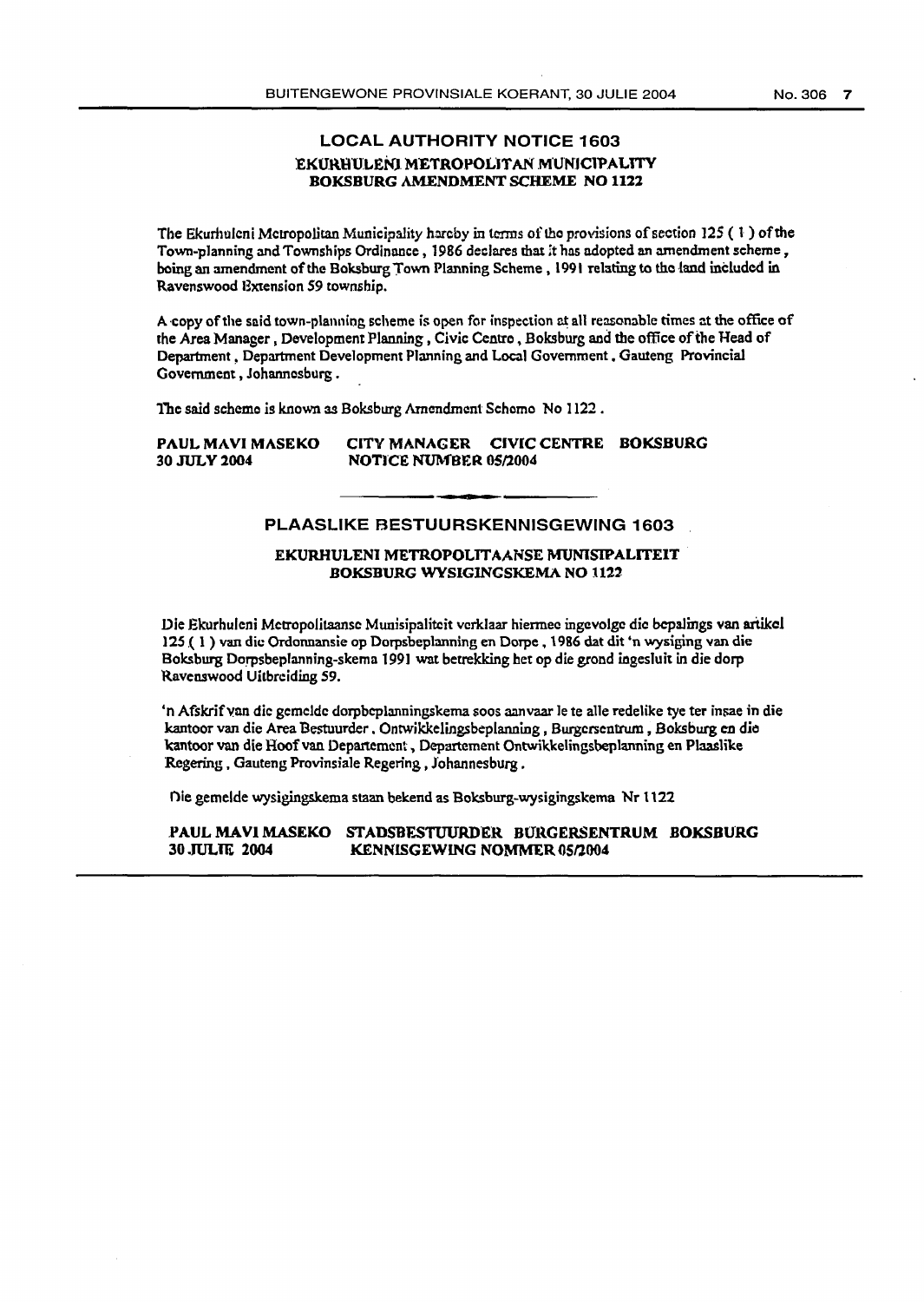## LOCAL AUTHORITY NOTICE 1603

### EKURHULENI METROPOLITAN MUNICIPALITY

### BOKSBURG AMENDMENT SCHEME NO 1122

The Ekurhuleni Metropolitan Municipality hereby in terms of the provisions of section 125 ( 1 ) of the Town-planning and Townships Ordinance, 1986 declares that it has adopted an amendment scheme, being an amendment of the Boksburg Town Planning Scheme, 1991 relating to the land included in Ravenswood Extension 59 township.

A copy of the said town-planning scheme is open for inspection at all reasonable times at the office of the Area Manager, Development Planning, Civic Centre, Boksburg and the office of the Head of Department, Department Development Planning and Local Government, Gauteng Provincial Government, Johannesburg.

The said scheme is known as Boksburg Amendment Scheme No 1122.

**PAUL MAVI MASEKO** **CITY MANAGER CIVIC CENTRE BOKSBURG**
**30 JULY 2004** **NOTICE NUMBER 05/2004**

---

## PLAASLIKE BESTUURSKENNISGEWING 1603

### EKURHULENI METROPOLITAANSE MUNISIPALITEIT

### BOKSBURG WYSIGINGSKEMA NO 1122

Die Ekurhuleni Metropolitaanse Munisipaliteit verklaar hiermee ingevolge die bepalings van artikel 125 ( 1 ) van die Ordonnansie op Dorpsbeplanning en Dorpe, 1986 dat dit 'n wysiging van die Boksburg Dorpsbeplanning-skema 1991 wat betrekking het op die grond ingesluit in die dorp Ravenswood Uitbreiding 59.

'n Afskrif van die gemelde dorpbeplanningskema soos aanvaar le te alle redelike tye ter insae in die kantoor van die Area Bestuurder, Ontwikkelingsbeplanning, Burgersentrum, Boksburg en die kantoor van die Hoof van Departement, Departement Ontwikkelingsbeplanning en Plaaslike Regering, Gauteng Provinsiale Regering, Johannesburg.

Die gemelde wysigingskema staan bekend as Boksburg-wysigingskema Nr 1122

**PAUL MAVI MASEKO** **STADSBESTUURDER BURGERSENTRUM BOKSBURG**
**30 JULIE 2004** **KENNISGEWING NOMMER 05/2004**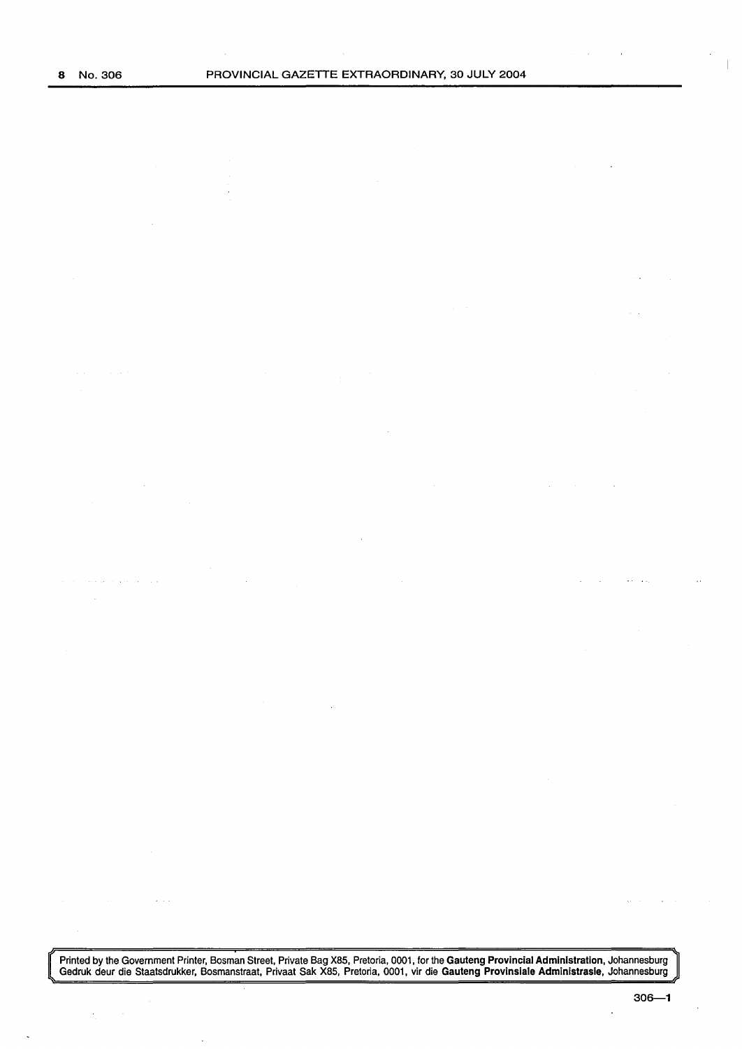Printed by the Government Printer, Bosman Street, Private Bag X85, Pretoria, 0001, for the **Gauteng Provincial Administration**, Johannesburg
Gedruk deur die Staatsdrukker, Bosmanstraat, Privaat Sak X85, Pretoria, 0001, vir die **Gauteng Provinsiale Administrasie**, Johannesburg

306—1